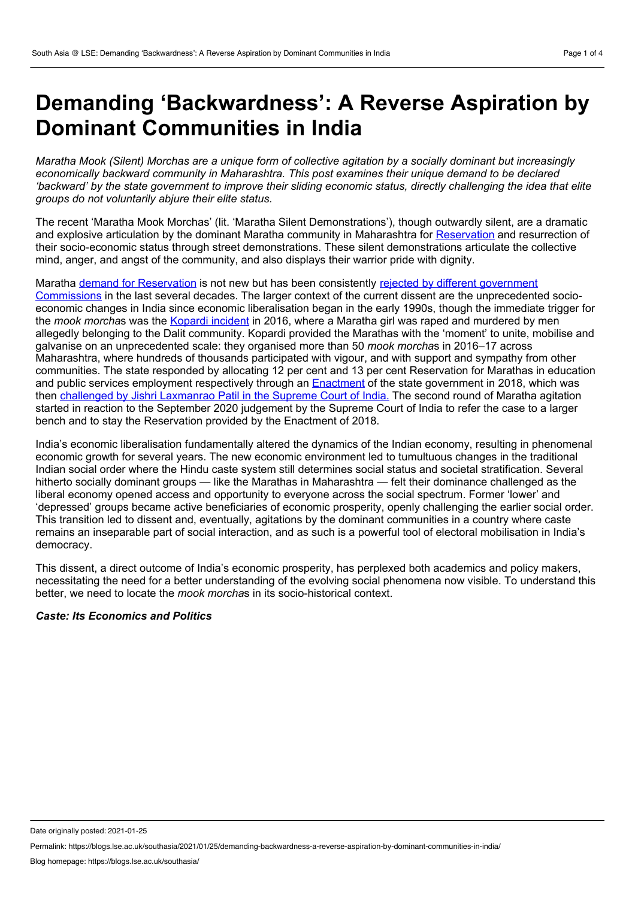# Demanding 'Backwardness': A Reverse Aspiration by Dominant Communities in India

*Maratha Mook (Silent) Morchas are a unique form of collective agitation by a socially dominant but increasingly economically backward community in Maharashtra. This post examines their unique demand to be declared 'backward' by the state government to improve their sliding economic status, directly challenging the idea that elite groups do not voluntarily abjure their elite status.*

The recent 'Maratha Mook Morchas' (lit. 'Maratha Silent Demonstrations'), though outwardly silent, are a dramatic and explosive articulation by the dominant Maratha community in Maharashtra for Reservation and resurrection of their socio-economic status through street demonstrations. These silent demonstrations articulate the collective mind, anger, and angst of the community, and also displays their warrior pride with dignity.

Maratha demand for Reservation is not new but has been consistently rejected by different government Commissions in the last several decades. The larger context of the current dissent are the unprecedented socio-economic changes in India since economic liberalisation began in the early 1990s, though the immediate trigger for the *mook morcha*s was the Kopardi incident in 2016, where a Maratha girl was raped and murdered by men allegedly belonging to the Dalit community. Kopardi provided the Marathas with the 'moment' to unite, mobilise and galvanise on an unprecedented scale: they organised more than 50 *mook morcha*s in 2016–17 across Maharashtra, where hundreds of thousands participated with vigour, and with support and sympathy from other communities. The state responded by allocating 12 per cent and 13 per cent Reservation for Marathas in education and public services employment respectively through an Enactment of the state government in 2018, which was then challenged by Jishri Laxmanrao Patil in the Supreme Court of India. The second round of Maratha agitation started in reaction to the September 2020 judgement by the Supreme Court of India to refer the case to a larger bench and to stay the Reservation provided by the Enactment of 2018.

India's economic liberalisation fundamentally altered the dynamics of the Indian economy, resulting in phenomenal economic growth for several years. The new economic environment led to tumultuous changes in the traditional Indian social order where the Hindu caste system still determines social status and societal stratification. Several hitherto socially dominant groups — like the Marathas in Maharashtra — felt their dominance challenged as the liberal economy opened access and opportunity to everyone across the social spectrum. Former 'lower' and 'depressed' groups became active beneficiaries of economic prosperity, openly challenging the earlier social order. This transition led to dissent and, eventually, agitations by the dominant communities in a country where caste remains an inseparable part of social interaction, and as such is a powerful tool of electoral mobilisation in India's democracy.

This dissent, a direct outcome of India's economic prosperity, has perplexed both academics and policy makers, necessitating the need for a better understanding of the evolving social phenomena now visible. To understand this better, we need to locate the *mook morcha*s in its socio-historical context.

### *Caste: Its Economics and Politics*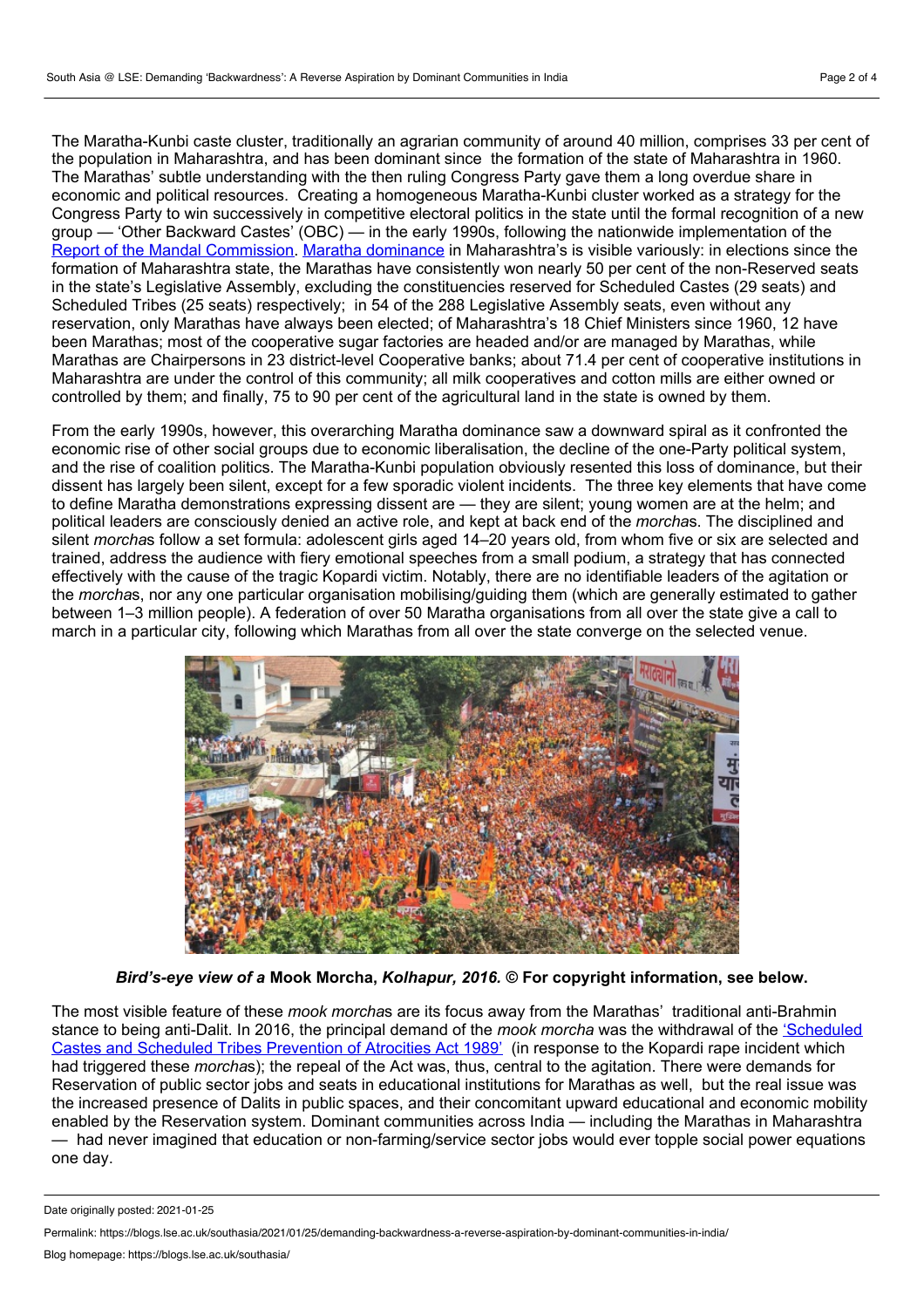The Maratha-Kunbi caste cluster, traditionally an agrarian community of around 40 million, comprises 33 per cent of the population in Maharashtra, and has been dominant since the formation of the state of Maharashtra in 1960. The Marathas' subtle understanding with the then ruling Congress Party gave them a long overdue share in economic and political resources. Creating a homogeneous Maratha-Kunbi cluster worked as a strategy for the Congress Party to win successively in competitive electoral politics in the state until the formal recognition of a new group — 'Other Backward Castes' (OBC) — in the early 1990s, following the nationwide implementation of the Report of the Mandal Commission. Maratha dominance in Maharashtra's is visible variously: in elections since the formation of Maharashtra state, the Marathas have consistently won nearly 50 per cent of the non-Reserved seats in the state's Legislative Assembly, excluding the constituencies reserved for Scheduled Castes (29 seats) and Scheduled Tribes (25 seats) respectively; in 54 of the 288 Legislative Assembly seats, even without any reservation, only Marathas have always been elected; of Maharashtra's 18 Chief Ministers since 1960, 12 have been Marathas; most of the cooperative sugar factories are headed and/or are managed by Marathas, while Marathas are Chairpersons in 23 district-level Cooperative banks; about 71.4 per cent of cooperative institutions in Maharashtra are under the control of this community; all milk cooperatives and cotton mills are either owned or controlled by them; and finally, 75 to 90 per cent of the agricultural land in the state is owned by them.

From the early 1990s, however, this overarching Maratha dominance saw a downward spiral as it confronted the economic rise of other social groups due to economic liberalisation, the decline of the one-Party political system, and the rise of coalition politics. The Maratha-Kunbi population obviously resented this loss of dominance, but their dissent has largely been silent, except for a few sporadic violent incidents. The three key elements that have come to define Maratha demonstrations expressing dissent are — they are silent; young women are at the helm; and political leaders are consciously denied an active role, and kept at back end of the *morcha*s. The disciplined and silent *morcha*s follow a set formula: adolescent girls aged 14–20 years old, from whom five or six are selected and trained, address the audience with fiery emotional speeches from a small podium, a strategy that has connected effectively with the cause of the tragic Kopardi victim. Notably, there are no identifiable leaders of the agitation or the *morcha*s, nor any one particular organisation mobilising/guiding them (which are generally estimated to gather between 1–3 million people). A federation of over 50 Maratha organisations from all over the state give a call to march in a particular city, following which Marathas from all over the state converge on the selected venue.

***Bird's-eye view of a* Mook Morcha, *Kolhapur, 2016.* © For copyright information, see below.**

The most visible feature of these *mook morcha*s are its focus away from the Marathas' traditional anti-Brahmin stance to being anti-Dalit. In 2016, the principal demand of the *mook morcha* was the withdrawal of the 'Scheduled Castes and Scheduled Tribes Prevention of Atrocities Act 1989' (in response to the Kopardi rape incident which had triggered these *morcha*s); the repeal of the Act was, thus, central to the agitation. There were demands for Reservation of public sector jobs and seats in educational institutions for Marathas as well, but the real issue was the increased presence of Dalits in public spaces, and their concomitant upward educational and economic mobility enabled by the Reservation system. Dominant communities across India — including the Marathas in Maharashtra — had never imagined that education or non-farming/service sector jobs would ever topple social power equations one day.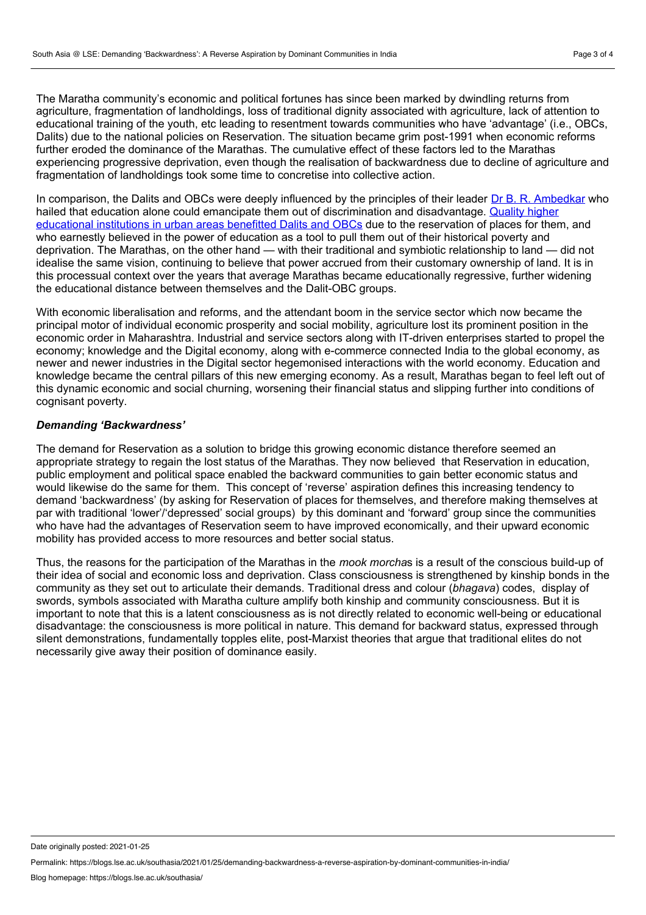The Maratha community's economic and political fortunes has since been marked by dwindling returns from agriculture, fragmentation of landholdings, loss of traditional dignity associated with agriculture, lack of attention to educational training of the youth, etc leading to resentment towards communities who have 'advantage' (i.e., OBCs, Dalits) due to the national policies on Reservation. The situation became grim post-1991 when economic reforms further eroded the dominance of the Marathas. The cumulative effect of these factors led to the Marathas experiencing progressive deprivation, even though the realisation of backwardness due to decline of agriculture and fragmentation of landholdings took some time to concretise into collective action.

In comparison, the Dalits and OBCs were deeply influenced by the principles of their leader Dr B. R. Ambedkar who hailed that education alone could emancipate them out of discrimination and disadvantage. Quality higher educational institutions in urban areas benefitted Dalits and OBCs due to the reservation of places for them, and who earnestly believed in the power of education as a tool to pull them out of their historical poverty and deprivation. The Marathas, on the other hand — with their traditional and symbiotic relationship to land — did not idealise the same vision, continuing to believe that power accrued from their customary ownership of land. It is in this processual context over the years that average Marathas became educationally regressive, further widening the educational distance between themselves and the Dalit-OBC groups.

With economic liberalisation and reforms, and the attendant boom in the service sector which now became the principal motor of individual economic prosperity and social mobility, agriculture lost its prominent position in the economic order in Maharashtra. Industrial and service sectors along with IT-driven enterprises started to propel the economy; knowledge and the Digital economy, along with e-commerce connected India to the global economy, as newer and newer industries in the Digital sector hegemonised interactions with the world economy. Education and knowledge became the central pillars of this new emerging economy. As a result, Marathas began to feel left out of this dynamic economic and social churning, worsening their financial status and slipping further into conditions of cognisant poverty.

### *Demanding 'Backwardness'*

The demand for Reservation as a solution to bridge this growing economic distance therefore seemed an appropriate strategy to regain the lost status of the Marathas. They now believed that Reservation in education, public employment and political space enabled the backward communities to gain better economic status and would likewise do the same for them. This concept of 'reverse' aspiration defines this increasing tendency to demand 'backwardness' (by asking for Reservation of places for themselves, and therefore making themselves at par with traditional 'lower'/'depressed' social groups) by this dominant and 'forward' group since the communities who have had the advantages of Reservation seem to have improved economically, and their upward economic mobility has provided access to more resources and better social status.

Thus, the reasons for the participation of the Marathas in the *mook morcha*s is a result of the conscious build-up of their idea of social and economic loss and deprivation. Class consciousness is strengthened by kinship bonds in the community as they set out to articulate their demands. Traditional dress and colour (*bhagava*) codes, display of swords, symbols associated with Maratha culture amplify both kinship and community consciousness. But it is important to note that this is a latent consciousness as is not directly related to economic well-being or educational disadvantage: the consciousness is more political in nature. This demand for backward status, expressed through silent demonstrations, fundamentally topples elite, post-Marxist theories that argue that traditional elites do not necessarily give away their position of dominance easily.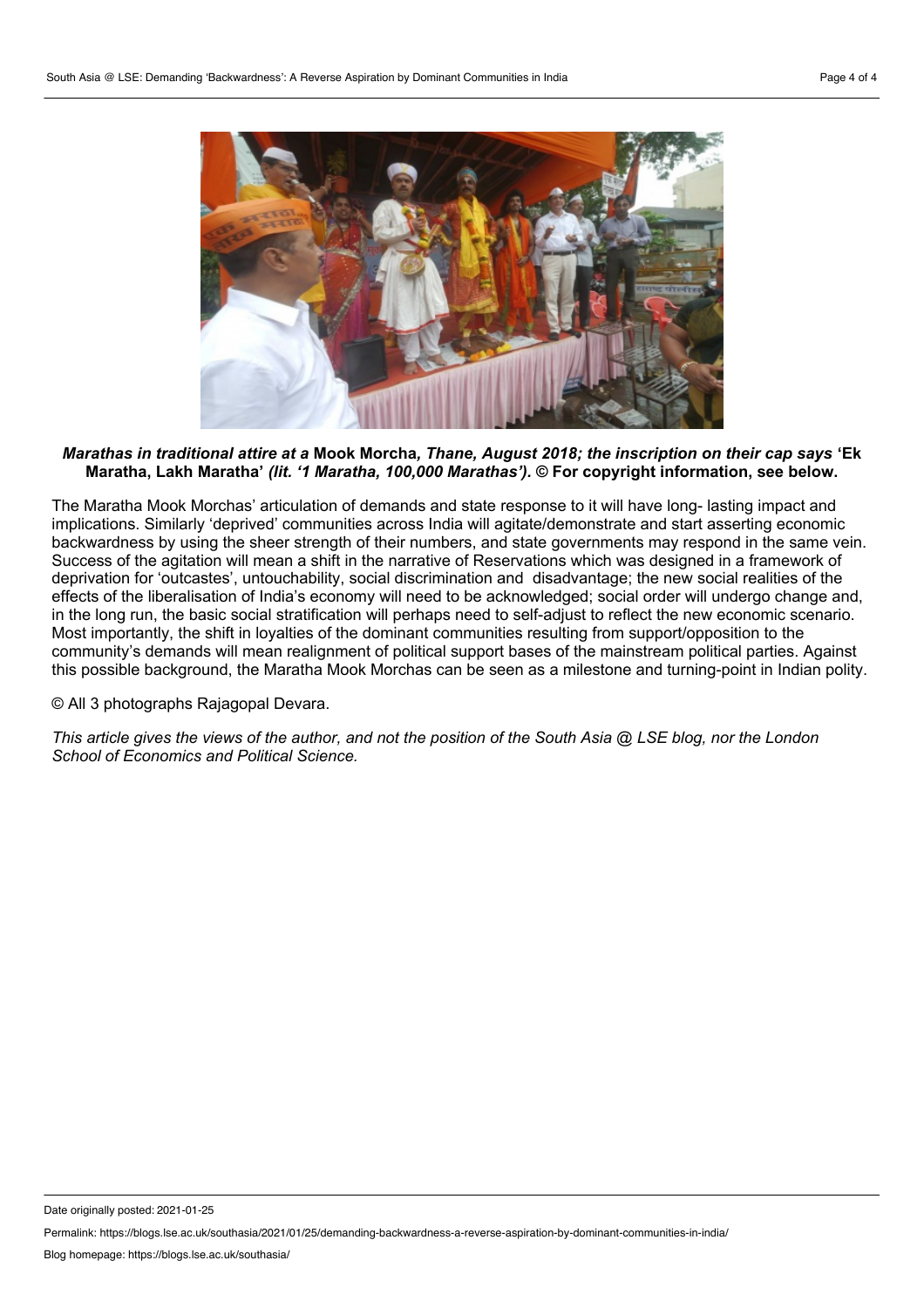***Marathas in traditional attire at a* Mook Morcha*, Thane, August 2018; the inscription on their cap says* 'Ek Maratha, Lakh Maratha' *(lit. '1 Maratha, 100,000 Marathas').* © For copyright information, see below.**

The Maratha Mook Morchas' articulation of demands and state response to it will have long- lasting impact and implications. Similarly 'deprived' communities across India will agitate/demonstrate and start asserting economic backwardness by using the sheer strength of their numbers, and state governments may respond in the same vein. Success of the agitation will mean a shift in the narrative of Reservations which was designed in a framework of deprivation for 'outcastes', untouchability, social discrimination and disadvantage; the new social realities of the effects of the liberalisation of India's economy will need to be acknowledged; social order will undergo change and, in the long run, the basic social stratification will perhaps need to self-adjust to reflect the new economic scenario. Most importantly, the shift in loyalties of the dominant communities resulting from support/opposition to the community's demands will mean realignment of political support bases of the mainstream political parties. Against this possible background, the Maratha Mook Morchas can be seen as a milestone and turning-point in Indian polity.

© All 3 photographs Rajagopal Devara.

*This article gives the views of the author, and not the position of the South Asia @ LSE blog, nor the London School of Economics and Political Science.*

Date originally posted: 2021-01-25

Permalink: https://blogs.lse.ac.uk/southasia/2021/01/25/demanding-backwardness-a-reverse-aspiration-by-dominant-communities-in-india/

Blog homepage: https://blogs.lse.ac.uk/southasia/